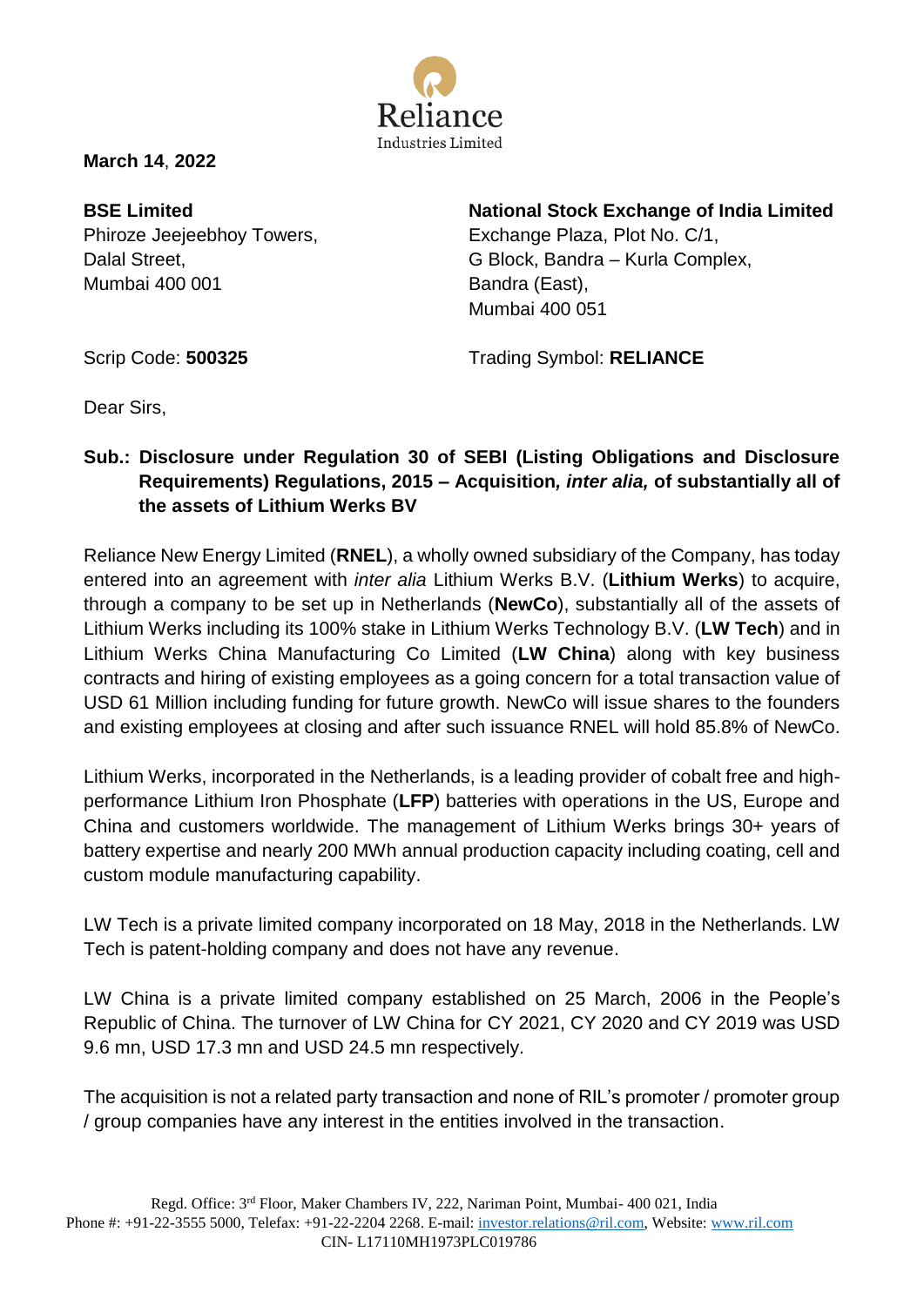Reliance Industries Limited

**March 14**, **2022**

**BSE Limited**
Phiroze Jeejeebhoy Towers,
Dalal Street,
Mumbai 400 001

**National Stock Exchange of India Limited**
Exchange Plaza, Plot No. C/1,
G Block, Bandra – Kurla Complex,
Bandra (East),
Mumbai 400 051

Scrip Code: **500325**

Trading Symbol: **RELIANCE**

Dear Sirs,

**Sub.: Disclosure under Regulation 30 of SEBI (Listing Obligations and Disclosure Requirements) Regulations, 2015 – Acquisition*, inter alia,* of substantially all of the assets of Lithium Werks BV**

Reliance New Energy Limited (**RNEL**), a wholly owned subsidiary of the Company, has today entered into an agreement with *inter alia* Lithium Werks B.V. (**Lithium Werks**) to acquire, through a company to be set up in Netherlands (**NewCo**), substantially all of the assets of Lithium Werks including its 100% stake in Lithium Werks Technology B.V. (**LW Tech**) and in Lithium Werks China Manufacturing Co Limited (**LW China**) along with key business contracts and hiring of existing employees as a going concern for a total transaction value of USD 61 Million including funding for future growth. NewCo will issue shares to the founders and existing employees at closing and after such issuance RNEL will hold 85.8% of NewCo.

Lithium Werks, incorporated in the Netherlands, is a leading provider of cobalt free and high-performance Lithium Iron Phosphate (**LFP**) batteries with operations in the US, Europe and China and customers worldwide. The management of Lithium Werks brings 30+ years of battery expertise and nearly 200 MWh annual production capacity including coating, cell and custom module manufacturing capability.

LW Tech is a private limited company incorporated on 18 May, 2018 in the Netherlands. LW Tech is patent-holding company and does not have any revenue.

LW China is a private limited company established on 25 March, 2006 in the People's Republic of China. The turnover of LW China for CY 2021, CY 2020 and CY 2019 was USD 9.6 mn, USD 17.3 mn and USD 24.5 mn respectively.

The acquisition is not a related party transaction and none of RIL's promoter / promoter group / group companies have any interest in the entities involved in the transaction.

Regd. Office: 3rd Floor, Maker Chambers IV, 222, Nariman Point, Mumbai- 400 021, India
Phone #: +91-22-3555 5000, Telefax: +91-22-2204 2268. E-mail: investor.relations@ril.com, Website: www.ril.com
CIN- L17110MH1973PLC019786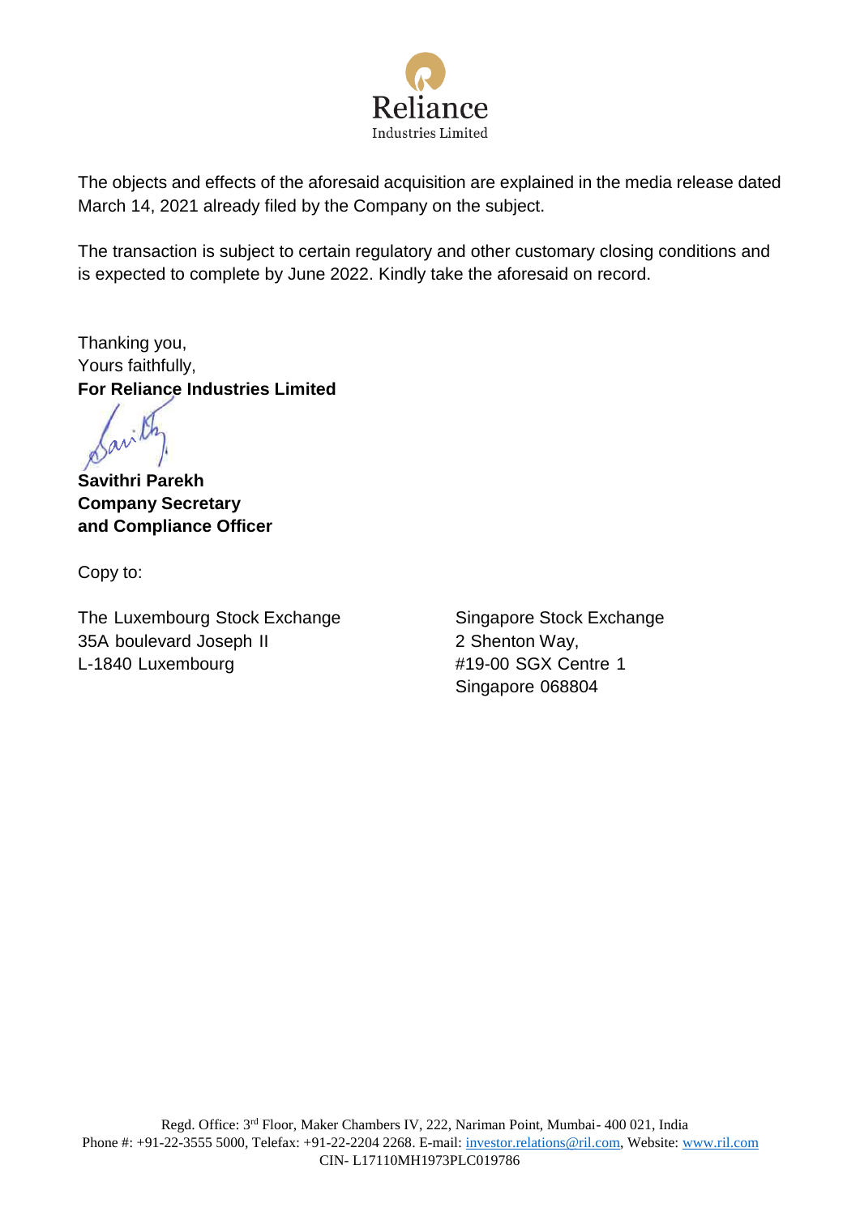The objects and effects of the aforesaid acquisition are explained in the media release dated March 14, 2021 already filed by the Company on the subject.

The transaction is subject to certain regulatory and other customary closing conditions and is expected to complete by June 2022. Kindly take the aforesaid on record.

Thanking you,
Yours faithfully,
**For Reliance Industries Limited**

**Savithri Parekh**
**Company Secretary**
**and Compliance Officer**

Copy to:

The Luxembourg Stock Exchange
35A boulevard Joseph II
L-1840 Luxembourg

Singapore Stock Exchange
2 Shenton Way,
#19-00 SGX Centre 1
Singapore 068804

Regd. Office: 3rd Floor, Maker Chambers IV, 222, Nariman Point, Mumbai- 400 021, India
Phone #: +91-22-3555 5000, Telefax: +91-22-2204 2268. E-mail: investor.relations@ril.com, Website: www.ril.com
CIN- L17110MH1973PLC019786